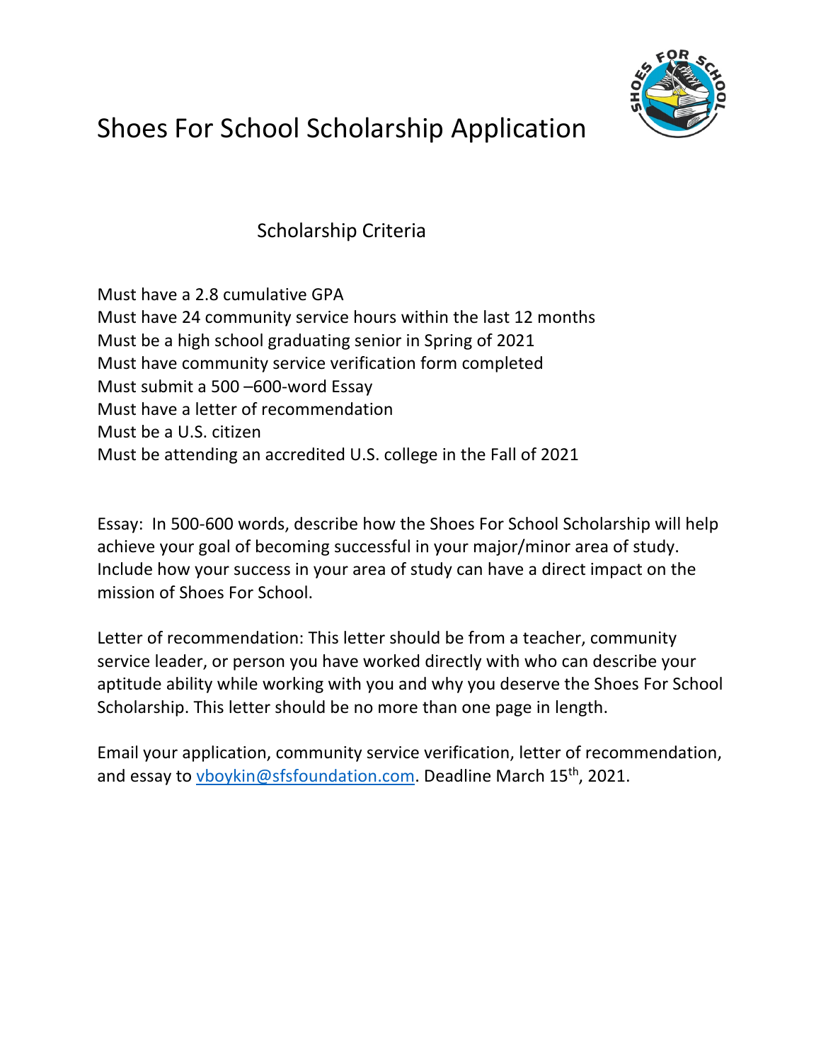# Shoes For School Scholarship Application

## Scholarship Criteria

Must have a 2.8 cumulative GPA
Must have 24 community service hours within the last 12 months
Must be a high school graduating senior in Spring of 2021
Must have community service verification form completed
Must submit a 500 –600-word Essay
Must have a letter of recommendation
Must be a U.S. citizen
Must be attending an accredited U.S. college in the Fall of 2021

Essay: In 500-600 words, describe how the Shoes For School Scholarship will help achieve your goal of becoming successful in your major/minor area of study. Include how your success in your area of study can have a direct impact on the mission of Shoes For School.

Letter of recommendation: This letter should be from a teacher, community service leader, or person you have worked directly with who can describe your aptitude ability while working with you and why you deserve the Shoes For School Scholarship. This letter should be no more than one page in length.

Email your application, community service verification, letter of recommendation, and essay to vboykin@sfsfoundation.com. Deadline March 15th, 2021.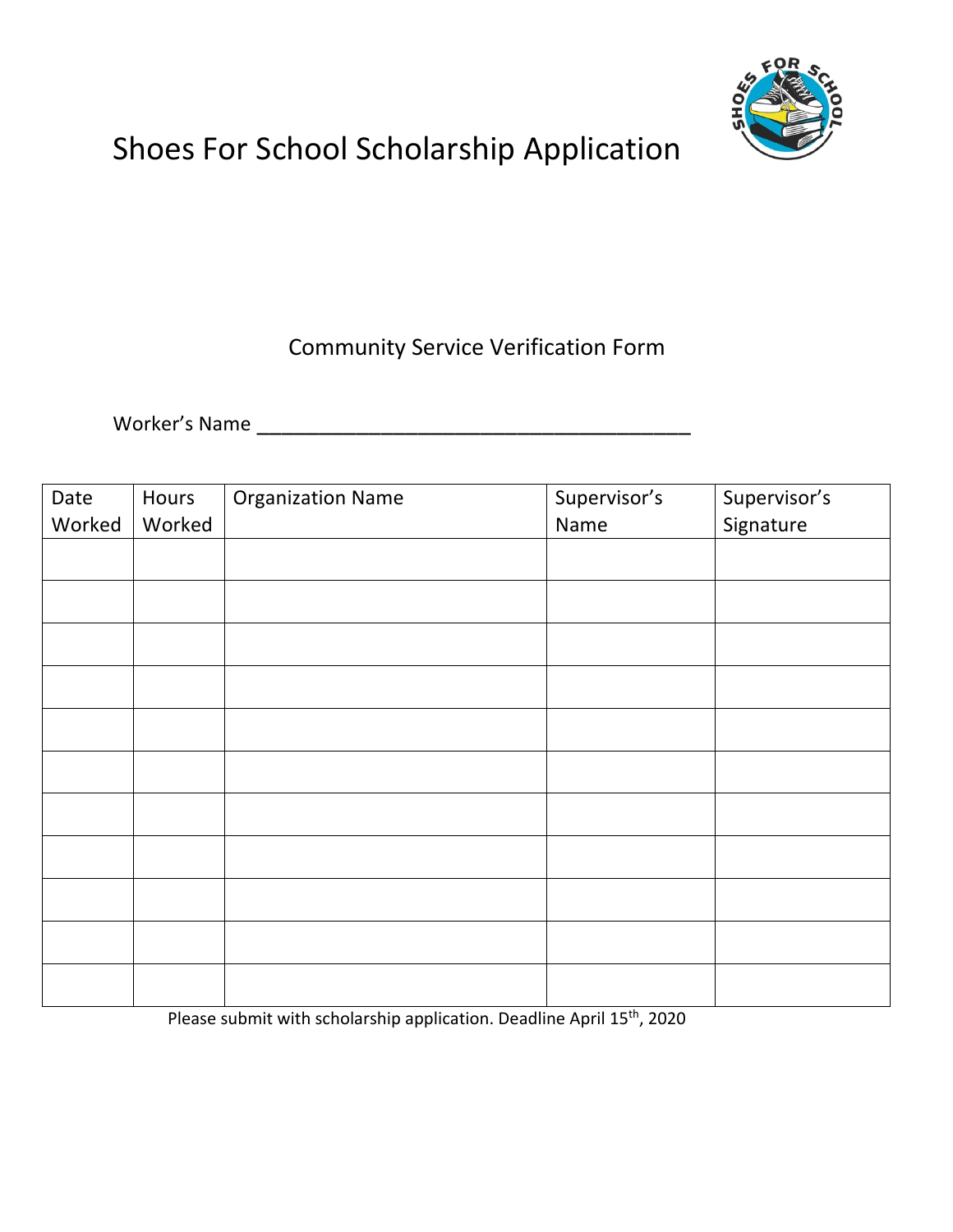# Shoes For School Scholarship Application

## Community Service Verification Form

Worker's Name ________________________________________

| Date Worked | Hours Worked | Organization Name | Supervisor's Name | Supervisor's Signature |
|---|---|---|---|---|
| | | | | |
| | | | | |
| | | | | |
| | | | | |
| | | | | |
| | | | | |
| | | | | |
| | | | | |
| | | | | |
| | | | | |
| | | | | |

Please submit with scholarship application. Deadline April 15th, 2020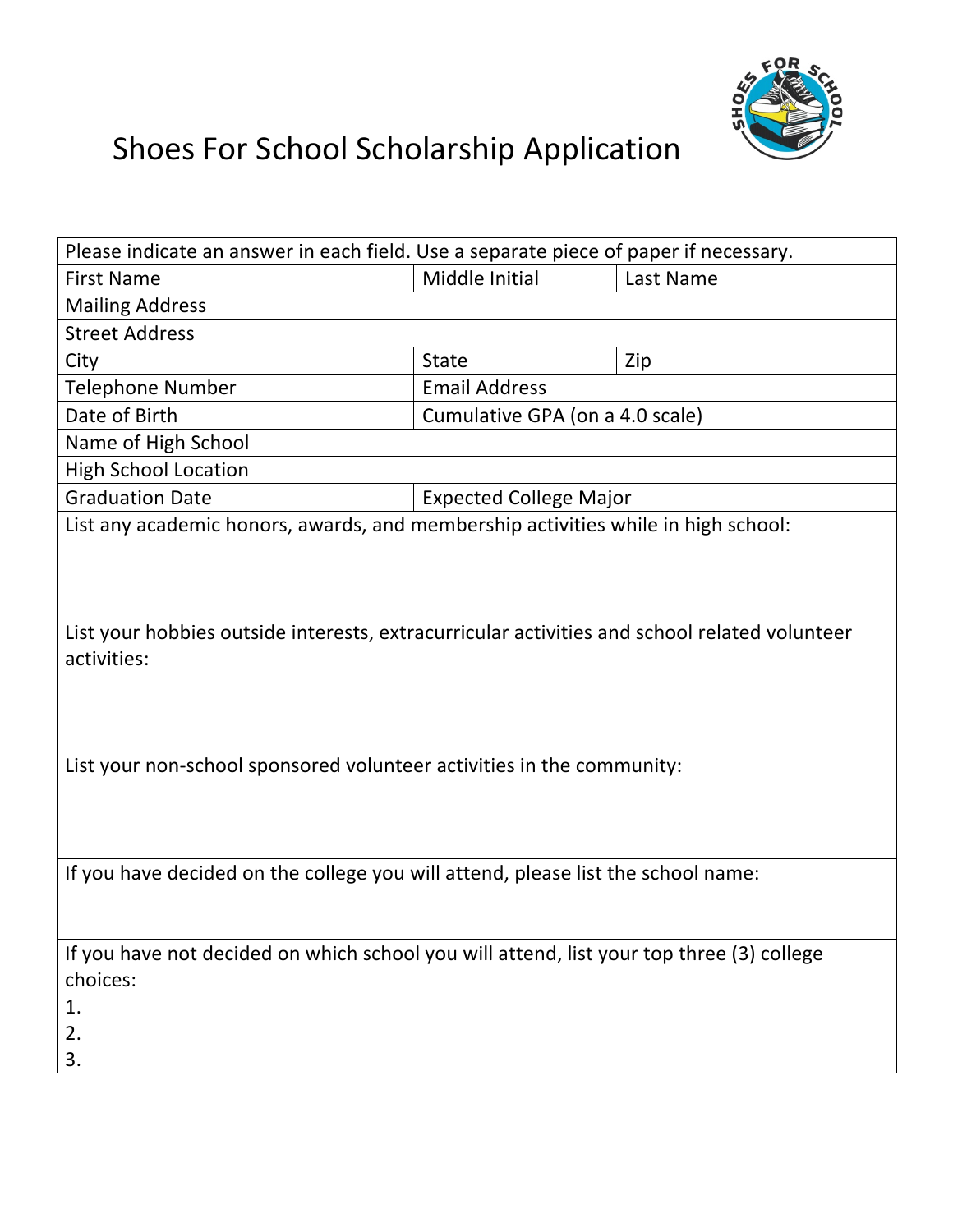# Shoes For School Scholarship Application

| | | |
|---|---|---|
| Please indicate an answer in each field. Use a separate piece of paper if necessary. | | |
| First Name | Middle Initial | Last Name |
| Mailing Address | | |
| Street Address | | |
| City | State | Zip |
| Telephone Number | Email Address | |
| Date of Birth | Cumulative GPA (on a 4.0 scale) | |
| Name of High School | | |
| High School Location | | |
| Graduation Date | Expected College Major | |
| List any academic honors, awards, and membership activities while in high school: | | |
| List your hobbies outside interests, extracurricular activities and school related volunteer activities: | | |
| List your non-school sponsored volunteer activities in the community: | | |
| If you have decided on the college you will attend, please list the school name: | | |
| If you have not decided on which school you will attend, list your top three (3) college choices:<br>1.<br>2.<br>3. | | |